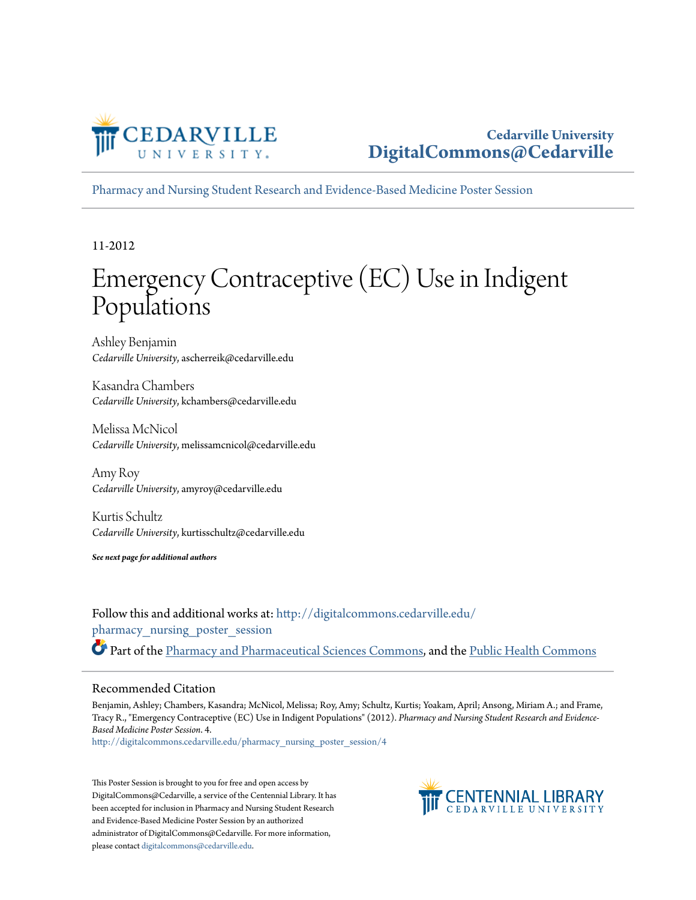Cedarville University
DigitalCommons@Cedarville

Pharmacy and Nursing Student Research and Evidence-Based Medicine Poster Session

11-2012

# Emergency Contraceptive (EC) Use in Indigent Populations

Ashley Benjamin
*Cedarville University*, ascherreik@cedarville.edu

Kasandra Chambers
*Cedarville University*, kchambers@cedarville.edu

Melissa McNicol
*Cedarville University*, melissamcnicol@cedarville.edu

Amy Roy
*Cedarville University*, amyroy@cedarville.edu

Kurtis Schultz
*Cedarville University*, kurtisschultz@cedarville.edu

***See next page for additional authors***

Follow this and additional works at: http://digitalcommons.cedarville.edu/pharmacy_nursing_poster_session

Part of the Pharmacy and Pharmaceutical Sciences Commons, and the Public Health Commons

## Recommended Citation

Benjamin, Ashley; Chambers, Kasandra; McNicol, Melissa; Roy, Amy; Schultz, Kurtis; Yoakam, April; Ansong, Miriam A.; and Frame, Tracy R., "Emergency Contraceptive (EC) Use in Indigent Populations" (2012). *Pharmacy and Nursing Student Research and Evidence-Based Medicine Poster Session*. 4.
http://digitalcommons.cedarville.edu/pharmacy_nursing_poster_session/4

This Poster Session is brought to you for free and open access by DigitalCommons@Cedarville, a service of the Centennial Library. It has been accepted for inclusion in Pharmacy and Nursing Student Research and Evidence-Based Medicine Poster Session by an authorized administrator of DigitalCommons@Cedarville. For more information, please contact digitalcommons@cedarville.edu.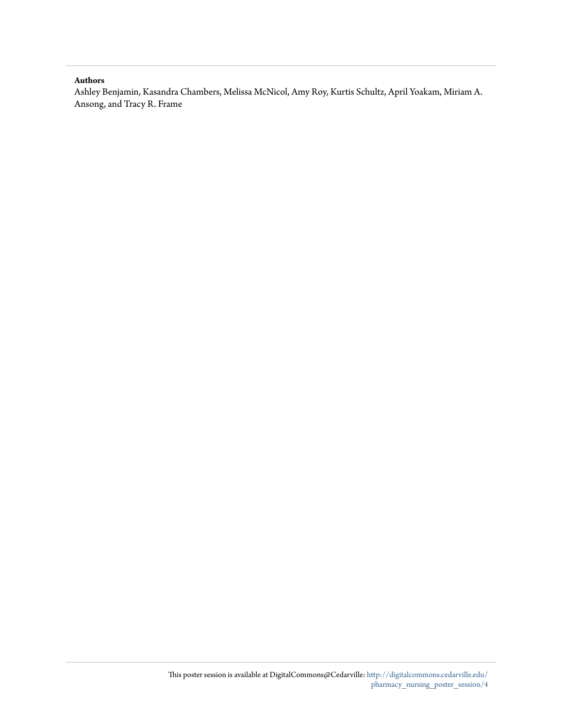**Authors**

Ashley Benjamin, Kasandra Chambers, Melissa McNicol, Amy Roy, Kurtis Schultz, April Yoakam, Miriam A. Ansong, and Tracy R. Frame

This poster session is available at DigitalCommons@Cedarville: http://digitalcommons.cedarville.edu/pharmacy_nursing_poster_session/4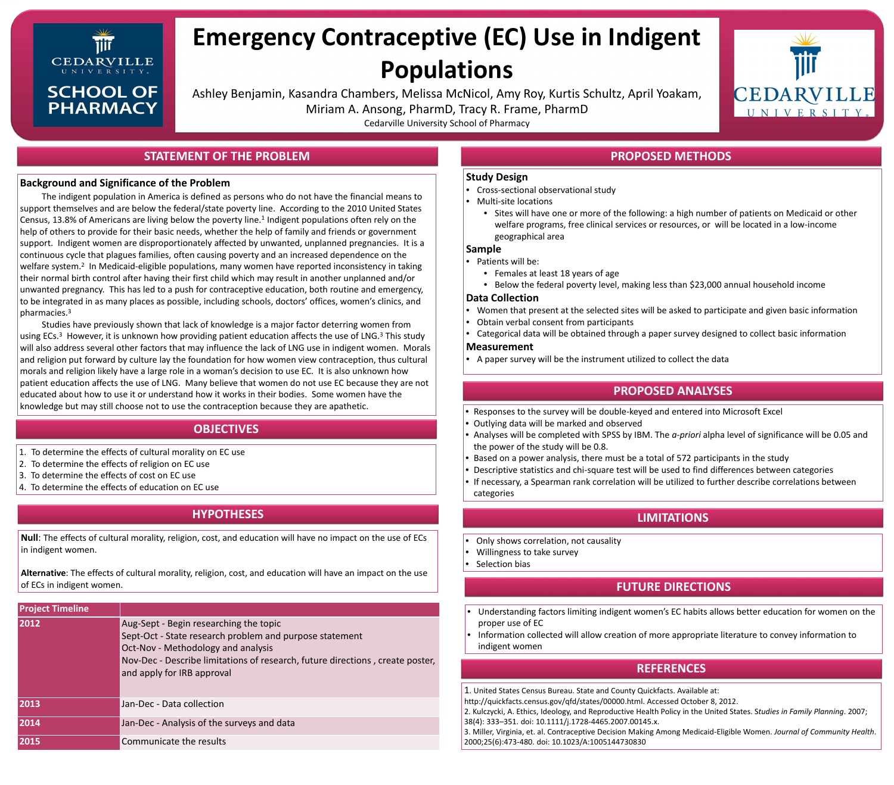# Emergency Contraceptive (EC) Use in Indigent Populations

Ashley Benjamin, Kasandra Chambers, Melissa McNicol, Amy Roy, Kurtis Schultz, April Yoakam, Miriam A. Ansong, PharmD, Tracy R. Frame, PharmD

Cedarville University School of Pharmacy

## STATEMENT OF THE PROBLEM

### Background and Significance of the Problem

The indigent population in America is defined as persons who do not have the financial means to support themselves and are below the federal/state poverty line. According to the 2010 United States Census, 13.8% of Americans are living below the poverty line.[1] Indigent populations often rely on the help of others to provide for their basic needs, whether the help of family and friends or government support. Indigent women are disproportionately affected by unwanted, unplanned pregnancies. It is a continuous cycle that plagues families, often causing poverty and an increased dependence on the welfare system.[2] In Medicaid-eligible populations, many women have reported inconsistency in taking their normal birth control after having their first child which may result in another unplanned and/or unwanted pregnancy. This has led to a push for contraceptive education, both routine and emergency, to be integrated in as many places as possible, including schools, doctors' offices, women's clinics, and pharmacies.[3]

Studies have previously shown that lack of knowledge is a major factor deterring women from using ECs.[3] However, it is unknown how providing patient education affects the use of LNG.[3] This study will also address several other factors that may influence the lack of LNG use in indigent women. Morals and religion put forward by culture lay the foundation for how women view contraception, thus cultural morals and religion likely have a large role in a woman's decision to use EC. It is also unknown how patient education affects the use of LNG. Many believe that women do not use EC because they are not educated about how to use it or understand how it works in their bodies. Some women have the knowledge but may still choose not to use the contraception because they are apathetic.

## OBJECTIVES

1. To determine the effects of cultural morality on EC use
2. To determine the effects of religion on EC use
3. To determine the effects of cost on EC use
4. To determine the effects of education on EC use

## HYPOTHESES

**Null**: The effects of cultural morality, religion, cost, and education will have no impact on the use of ECs in indigent women.

**Alternative**: The effects of cultural morality, religion, cost, and education will have an impact on the use of ECs in indigent women.

| Project Timeline | |
|---|---|
| 2012 | Aug-Sept - Begin researching the topic<br>Sept-Oct - State research problem and purpose statement<br>Oct-Nov - Methodology and analysis<br>Nov-Dec - Describe limitations of research, future directions , create poster, and apply for IRB approval |
| 2013 | Jan-Dec - Data collection |
| 2014 | Jan-Dec - Analysis of the surveys and data |
| 2015 | Communicate the results |

## PROPOSED METHODS

### Study Design

- Cross-sectional observational study
- Multi-site locations
  - Sites will have one or more of the following: a high number of patients on Medicaid or other welfare programs, free clinical services or resources, or will be located in a low-income geographical area

### Sample

- Patients will be:
  - Females at least 18 years of age
  - Below the federal poverty level, making less than $23,000 annual household income

### Data Collection

- Women that present at the selected sites will be asked to participate and given basic information
- Obtain verbal consent from participants
- Categorical data will be obtained through a paper survey designed to collect basic information

### Measurement

- A paper survey will be the instrument utilized to collect the data

## PROPOSED ANALYSES

- Responses to the survey will be double-keyed and entered into Microsoft Excel
- Outlying data will be marked and observed
- Analyses will be completed with SPSS by IBM. The *a-priori* alpha level of significance will be 0.05 and the power of the study will be 0.8.
- Based on a power analysis, there must be a total of 572 participants in the study
- Descriptive statistics and chi-square test will be used to find differences between categories
- If necessary, a Spearman rank correlation will be utilized to further describe correlations between categories

## LIMITATIONS

- Only shows correlation, not causality
- Willingness to take survey
- Selection bias

## FUTURE DIRECTIONS

- Understanding factors limiting indigent women's EC habits allows better education for women on the proper use of EC
- Information collected will allow creation of more appropriate literature to convey information to indigent women

## REFERENCES

1. United States Census Bureau. State and County Quickfacts. Available at: http://quickfacts.census.gov/qfd/states/00000.html. Accessed October 8, 2012.
2. Kulczycki, A. Ethics, Ideology, and Reproductive Health Policy in the United States. *Studies in Family Planning*. 2007; 38(4): 333–351. doi: 10.1111/j.1728-4465.2007.00145.x.
3. Miller, Virginia, et. al. Contraceptive Decision Making Among Medicaid-Eligible Women. *Journal of Community Health*. 2000;25(6):473-480. doi: 10.1023/A:1005144730830